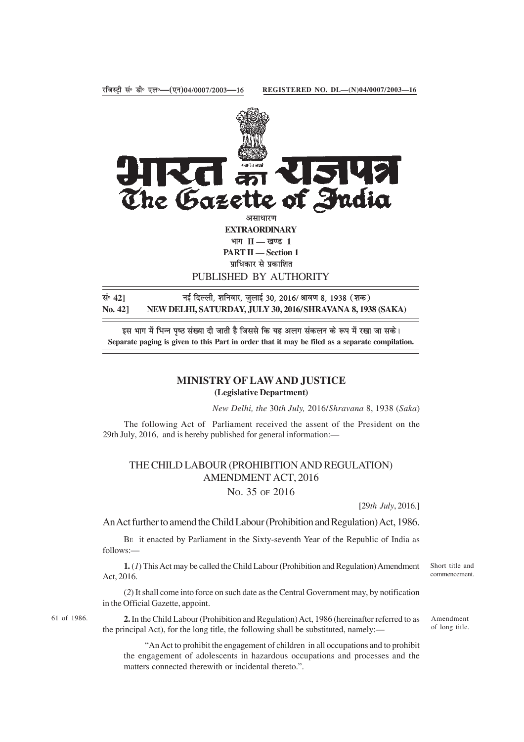रजिस्ट्री सं॰ डी॰ एल॰—(एन)04/0007/2003—16 REGISTERED NO. DL—(N)04/0007/2003—16

# भारत का राजपत्र
# The Gazette of India

असाधारण
**EXTRAORDINARY**
भाग II — खण्ड 1
**PART II — Section 1**
प्राधिकार से प्रकाशित
PUBLISHED BY AUTHORITY

सं॰ 42] नई दिल्ली, शनिवार, जुलाई 30, 2016/ श्रावण 8, 1938 (शक)
**No. 42] NEW DELHI, SATURDAY, JULY 30, 2016/SHRAVANA 8, 1938 (SAKA)**

इस भाग में भिन्न पृष्ठ संख्या दी जाती है जिससे कि यह अलग संकलन के रूप में रखा जा सके।
**Separate paging is given to this Part in order that it may be filed as a separate compilation.**

## MINISTRY OF LAW AND JUSTICE
**(Legislative Department)**

*New Delhi, the* 30*th July,* 2016/*Shravana* 8, 1938 (*Saka*)

The following Act of Parliament received the assent of the President on the 29th July, 2016, and is hereby published for general information:—

## THE CHILD LABOUR (PROHIBITION AND REGULATION) AMENDMENT ACT, 2016

No. 35 of 2016

[29*th July*, 2016.]

An Act further to amend the Child Labour (Prohibition and Regulation) Act, 1986.

Be it enacted by Parliament in the Sixty-seventh Year of the Republic of India as follows:—

Short title and commencement.

**1.** (*1*) This Act may be called the Child Labour (Prohibition and Regulation) Amendment Act, 2016.

(*2*) It shall come into force on such date as the Central Government may, by notification in the Official Gazette, appoint.

Amendment of long title.

61 of 1986.

**2.** In the Child Labour (Prohibition and Regulation) Act, 1986 (hereinafter referred to as the principal Act), for the long title, the following shall be substituted, namely:—

"An Act to prohibit the engagement of children in all occupations and to prohibit the engagement of adolescents in hazardous occupations and processes and the matters connected therewith or incidental thereto.".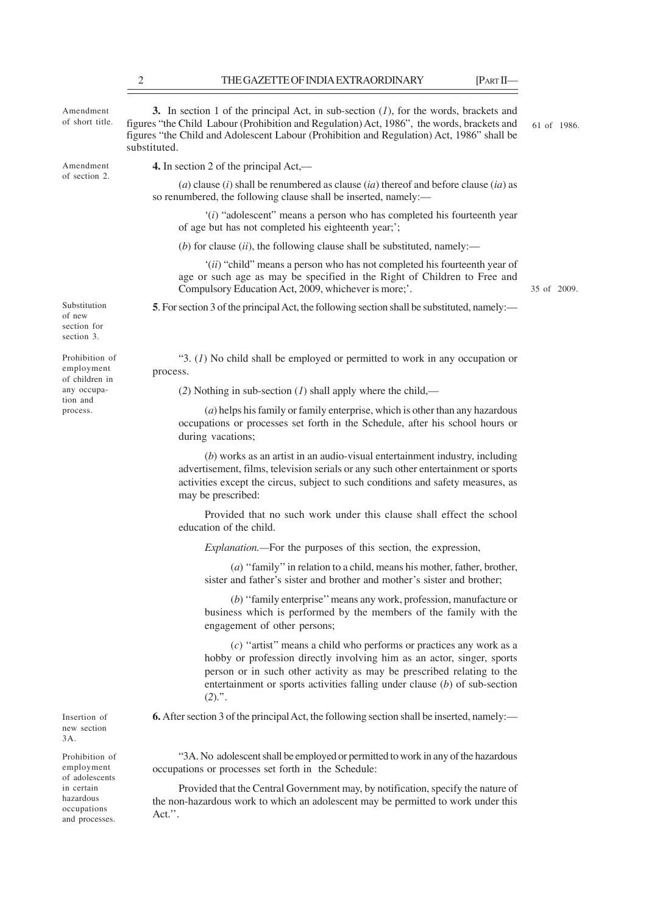Amendment of short title.

**3.** In section 1 of the principal Act, in sub-section (*1*), for the words, brackets and figures "the Child Labour (Prohibition and Regulation) Act, 1986", the words, brackets and figures "the Child and Adolescent Labour (Prohibition and Regulation) Act, 1986" shall be substituted.

61 of 1986.

Amendment of section 2.

**4.** In section 2 of the principal Act,—

(*a*) clause (*i*) shall be renumbered as clause (*ia*) thereof and before clause (*ia*) as so renumbered, the following clause shall be inserted, namely:—

'(*i*) "adolescent" means a person who has completed his fourteenth year of age but has not completed his eighteenth year;';

(*b*) for clause (*ii*), the following clause shall be substituted, namely:—

'(*ii*) "child" means a person who has not completed his fourteenth year of age or such age as may be specified in the Right of Children to Free and Compulsory Education Act, 2009, whichever is more;'.

35 of 2009.

Substitution of new section for section 3.

**5**. For section 3 of the principal Act, the following section shall be substituted, namely:—

Prohibition of employment of children in any occupation and process.

"3. (*1*) No child shall be employed or permitted to work in any occupation or process.

(*2*) Nothing in sub-section (*1*) shall apply where the child,—

(*a*) helps his family or family enterprise, which is other than any hazardous occupations or processes set forth in the Schedule, after his school hours or during vacations;

(*b*) works as an artist in an audio-visual entertainment industry, including advertisement, films, television serials or any such other entertainment or sports activities except the circus, subject to such conditions and safety measures, as may be prescribed:

Provided that no such work under this clause shall effect the school education of the child.

*Explanation.*—For the purposes of this section, the expression,

(*a*) "family" in relation to a child, means his mother, father, brother, sister and father's sister and brother and mother's sister and brother;

(*b*) "family enterprise" means any work, profession, manufacture or business which is performed by the members of the family with the engagement of other persons;

(*c*) "artist" means a child who performs or practices any work as a hobby or profession directly involving him as an actor, singer, sports person or in such other activity as may be prescribed relating to the entertainment or sports activities falling under clause (*b*) of sub-section (*2*).".

Insertion of new section 3A.

**6.** After section 3 of the principal Act, the following section shall be inserted, namely:—

Prohibition of employment of adolescents in certain hazardous occupations and processes.

"3A. No adolescent shall be employed or permitted to work in any of the hazardous occupations or processes set forth in the Schedule:

Provided that the Central Government may, by notification, specify the nature of the non-hazardous work to which an adolescent may be permitted to work under this Act.".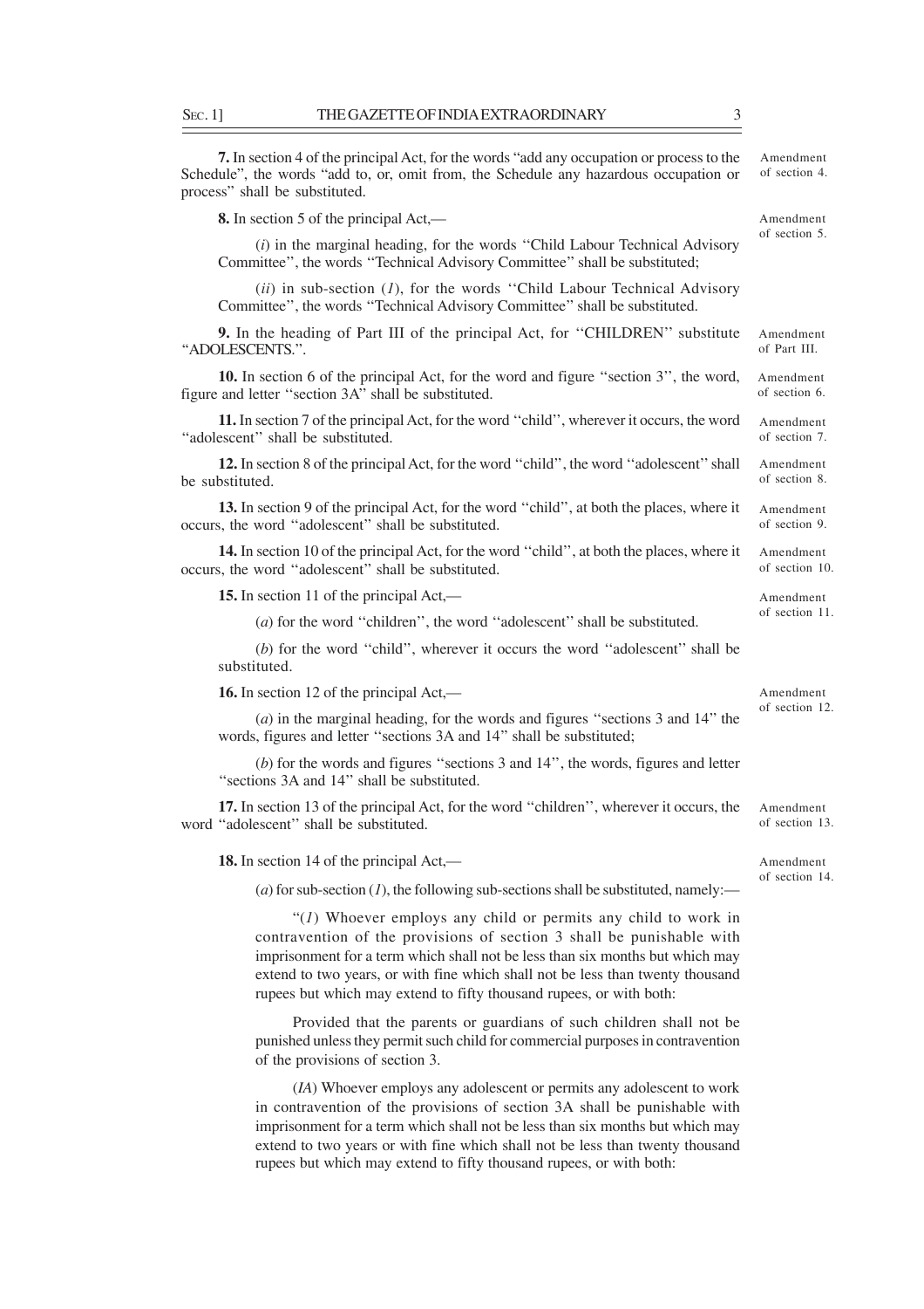**7.** In section 4 of the principal Act, for the words "add any occupation or process to the Schedule", the words "add to, or, omit from, the Schedule any hazardous occupation or process" shall be substituted.

Amendment of section 4.

**8.** In section 5 of the principal Act,—

Amendment of section 5.

(*i*) in the marginal heading, for the words "Child Labour Technical Advisory Committee", the words "Technical Advisory Committee" shall be substituted;

(*ii*) in sub-section (*1*), for the words "Child Labour Technical Advisory Committee", the words "Technical Advisory Committee" shall be substituted.

**9.** In the heading of Part III of the principal Act, for "CHILDREN" substitute "ADOLESCENTS.".

Amendment of Part III.

**10.** In section 6 of the principal Act, for the word and figure "section 3", the word, figure and letter "section 3A" shall be substituted.

Amendment of section 6.

**11.** In section 7 of the principal Act, for the word "child", wherever it occurs, the word "adolescent" shall be substituted.

Amendment of section 7.

**12.** In section 8 of the principal Act, for the word "child", the word "adolescent" shall be substituted.

Amendment of section 8.

**13.** In section 9 of the principal Act, for the word "child", at both the places, where it occurs, the word "adolescent" shall be substituted.

Amendment of section 9.

**14.** In section 10 of the principal Act, for the word "child", at both the places, where it occurs, the word "adolescent" shall be substituted.

Amendment of section 10.

**15.** In section 11 of the principal Act,—

Amendment of section 11.

(*a*) for the word "children", the word "adolescent" shall be substituted.

(*b*) for the word "child", wherever it occurs the word "adolescent" shall be substituted.

**16.** In section 12 of the principal Act,—

Amendment of section 12.

(*a*) in the marginal heading, for the words and figures "sections 3 and 14" the words, figures and letter "sections 3A and 14" shall be substituted;

(*b*) for the words and figures "sections 3 and 14", the words, figures and letter "sections 3A and 14" shall be substituted.

**17.** In section 13 of the principal Act, for the word "children", wherever it occurs, the word "adolescent" shall be substituted.

Amendment of section 13.

**18.** In section 14 of the principal Act,—

Amendment of section 14.

(*a*) for sub-section (*1*), the following sub-sections shall be substituted, namely:—

"(*1*) Whoever employs any child or permits any child to work in contravention of the provisions of section 3 shall be punishable with imprisonment for a term which shall not be less than six months but which may extend to two years, or with fine which shall not be less than twenty thousand rupees but which may extend to fifty thousand rupees, or with both:

Provided that the parents or guardians of such children shall not be punished unless they permit such child for commercial purposes in contravention of the provisions of section 3.

(*IA*) Whoever employs any adolescent or permits any adolescent to work in contravention of the provisions of section 3A shall be punishable with imprisonment for a term which shall not be less than six months but which may extend to two years or with fine which shall not be less than twenty thousand rupees but which may extend to fifty thousand rupees, or with both: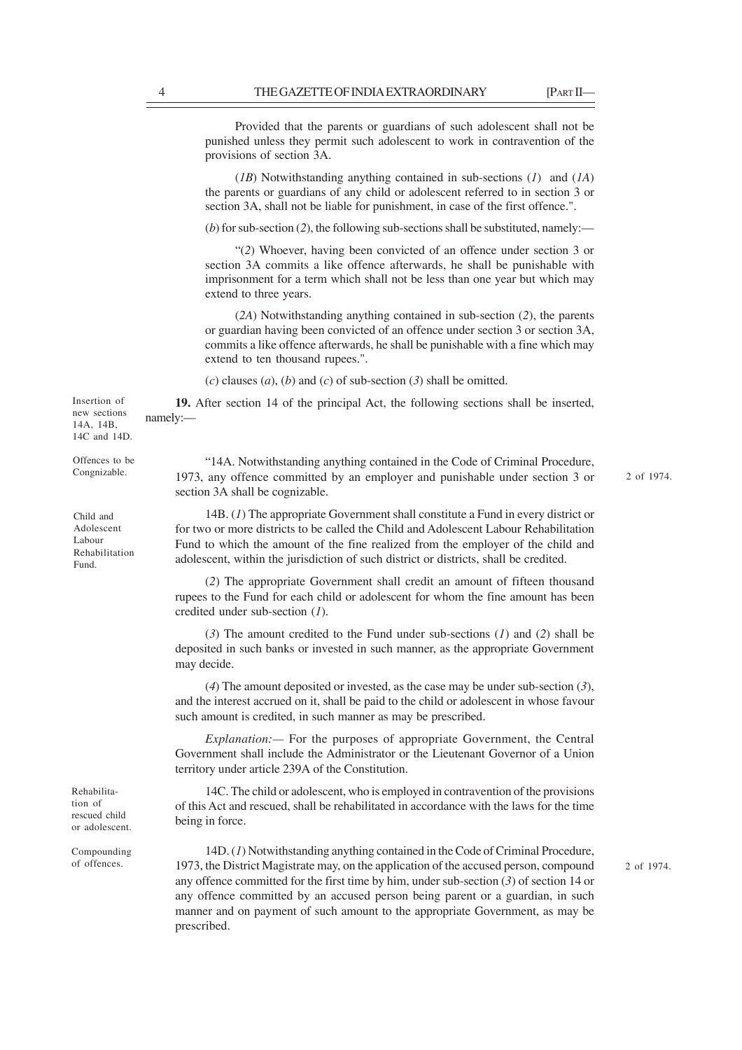Provided that the parents or guardians of such adolescent shall not be punished unless they permit such adolescent to work in contravention of the provisions of section 3A.

(*1B*) Notwithstanding anything contained in sub-sections (*1*) and (*1A*) the parents or guardians of any child or adolescent referred to in section 3 or section 3A, shall not be liable for punishment, in case of the first offence.".

(*b*) for sub-section (*2*), the following sub-sections shall be substituted, namely:—

"(*2*) Whoever, having been convicted of an offence under section 3 or section 3A commits a like offence afterwards, he shall be punishable with imprisonment for a term which shall not be less than one year but which may extend to three years.

(*2A*) Notwithstanding anything contained in sub-section (*2*), the parents or guardian having been convicted of an offence under section 3 or section 3A, commits a like offence afterwards, he shall be punishable with a fine which may extend to ten thousand rupees.".

(*c*) clauses (*a*), (*b*) and (*c*) of sub-section (*3*) shall be omitted.

Insertion of new sections 14A, 14B, 14C and 14D.

**19.** After section 14 of the principal Act, the following sections shall be inserted, namely:—

Offences to be Congnizable.

"14A. Notwithstanding anything contained in the Code of Criminal Procedure, 1973, any offence committed by an employer and punishable under section 3 or section 3A shall be cognizable.

2 of 1974.

Child and Adolescent Labour Rehabilitation Fund.

14B. (*1*) The appropriate Government shall constitute a Fund in every district or for two or more districts to be called the Child and Adolescent Labour Rehabilitation Fund to which the amount of the fine realized from the employer of the child and adolescent, within the jurisdiction of such district or districts, shall be credited.

(*2*) The appropriate Government shall credit an amount of fifteen thousand rupees to the Fund for each child or adolescent for whom the fine amount has been credited under sub-section (*1*).

(*3*) The amount credited to the Fund under sub-sections (*1*) and (*2*) shall be deposited in such banks or invested in such manner, as the appropriate Government may decide.

(*4*) The amount deposited or invested, as the case may be under sub-section (*3*), and the interest accrued on it, shall be paid to the child or adolescent in whose favour such amount is credited, in such manner as may be prescribed.

*Explanation:*— For the purposes of appropriate Government, the Central Government shall include the Administrator or the Lieutenant Governor of a Union territory under article 239A of the Constitution.

Rehabilitation of rescued child or adolescent.

14C. The child or adolescent, who is employed in contravention of the provisions of this Act and rescued, shall be rehabilitated in accordance with the laws for the time being in force.

Compounding of offences.

14D. (*1*) Notwithstanding anything contained in the Code of Criminal Procedure, 1973, the District Magistrate may, on the application of the accused person, compound any offence committed for the first time by him, under sub-section (*3*) of section 14 or any offence committed by an accused person being parent or a guardian, in such manner and on payment of such amount to the appropriate Government, as may be prescribed.

2 of 1974.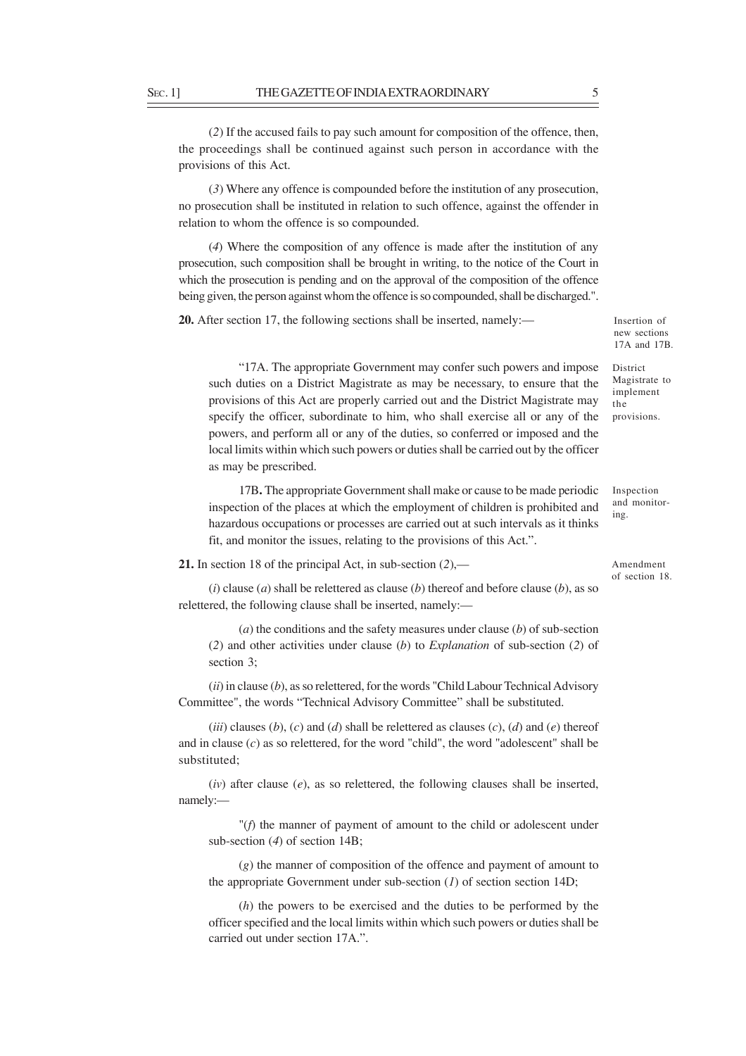(*2*) If the accused fails to pay such amount for composition of the offence, then, the proceedings shall be continued against such person in accordance with the provisions of this Act.

(*3*) Where any offence is compounded before the institution of any prosecution, no prosecution shall be instituted in relation to such offence, against the offender in relation to whom the offence is so compounded.

(*4*) Where the composition of any offence is made after the institution of any prosecution, such composition shall be brought in writing, to the notice of the Court in which the prosecution is pending and on the approval of the composition of the offence being given, the person against whom the offence is so compounded, shall be discharged.".

**20.** After section 17, the following sections shall be inserted, namely:— *Insertion of new sections 17A and 17B.*

"17A. The appropriate Government may confer such powers and impose such duties on a District Magistrate as may be necessary, to ensure that the provisions of this Act are properly carried out and the District Magistrate may specify the officer, subordinate to him, who shall exercise all or any of the powers, and perform all or any of the duties, so conferred or imposed and the local limits within which such powers or duties shall be carried out by the officer as may be prescribed. *District Magistrate to implement the provisions.*

17B**.** The appropriate Government shall make or cause to be made periodic inspection of the places at which the employment of children is prohibited and hazardous occupations or processes are carried out at such intervals as it thinks fit, and monitor the issues, relating to the provisions of this Act.". *Inspection and monitoring.*

**21.** In section 18 of the principal Act, in sub-section (*2*),— *Amendment of section 18.*

(*i*) clause (*a*) shall be relettered as clause (*b*) thereof and before clause (*b*), as so relettered, the following clause shall be inserted, namely:—

(*a*) the conditions and the safety measures under clause (*b*) of sub-section (*2*) and other activities under clause (*b*) to *Explanation* of sub-section (*2*) of section 3;

(*ii*) in clause (*b*), as so relettered, for the words "Child Labour Technical Advisory Committee", the words "Technical Advisory Committee" shall be substituted.

(*iii*) clauses (*b*), (*c*) and (*d*) shall be relettered as clauses (*c*), (*d*) and (*e*) thereof and in clause (*c*) as so relettered, for the word "child", the word "adolescent" shall be substituted;

(*iv*) after clause (*e*), as so relettered, the following clauses shall be inserted, namely:—

"(*f*) the manner of payment of amount to the child or adolescent under sub-section (*4*) of section 14B;

(*g*) the manner of composition of the offence and payment of amount to the appropriate Government under sub-section (*1*) of section section 14D;

(*h*) the powers to be exercised and the duties to be performed by the officer specified and the local limits within which such powers or duties shall be carried out under section 17A.".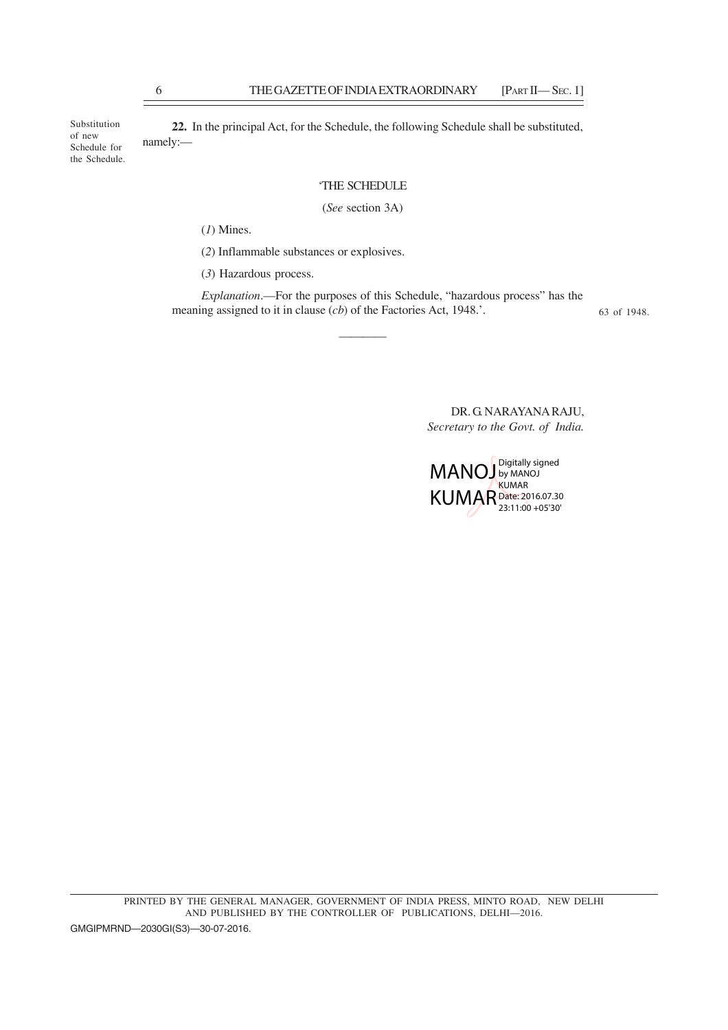Substitution of new Schedule for the Schedule.

**22.** In the principal Act, for the Schedule, the following Schedule shall be substituted, namely:—

'THE SCHEDULE

(*See* section 3A)

(*1*) Mines.

(*2*) Inflammable substances or explosives.

(*3*) Hazardous process.

*Explanation*.—For the purposes of this Schedule, "hazardous process" has the meaning assigned to it in clause (*cb*) of the Factories Act, 1948.'.

63 of 1948.

————

DR. G. NARAYANA RAJU,
*Secretary to the Govt. of India.*

MANOJ KUMAR Digitally signed by MANOJ KUMAR Date: 2016.07.30 23:11:00 +05'30'

PRINTED BY THE GENERAL MANAGER, GOVERNMENT OF INDIA PRESS, MINTO ROAD, NEW DELHI AND PUBLISHED BY THE CONTROLLER OF PUBLICATIONS, DELHI—2016.

GMGIPMRND—2030GI(S3)—30-07-2016.